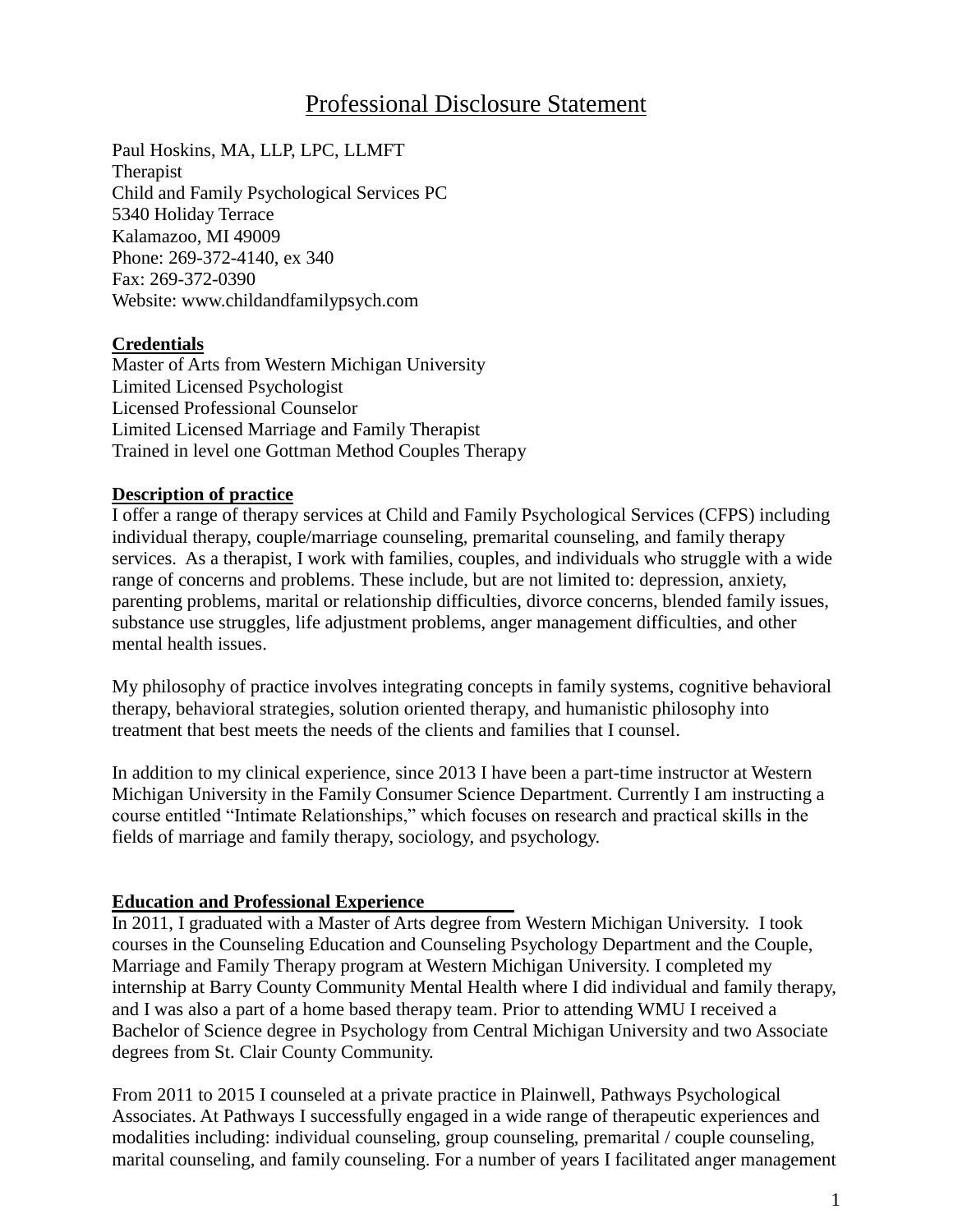# Professional Disclosure Statement

Paul Hoskins, MA, LLP, LPC, LLMFT
Therapist
Child and Family Psychological Services PC
5340 Holiday Terrace
Kalamazoo, MI 49009
Phone: 269-372-4140, ex 340
Fax: 269-372-0390
Website: www.childandfamilypsych.com

## Credentials

Master of Arts from Western Michigan University
Limited Licensed Psychologist
Licensed Professional Counselor
Limited Licensed Marriage and Family Therapist
Trained in level one Gottman Method Couples Therapy

## Description of practice

I offer a range of therapy services at Child and Family Psychological Services (CFPS) including individual therapy, couple/marriage counseling, premarital counseling, and family therapy services. As a therapist, I work with families, couples, and individuals who struggle with a wide range of concerns and problems. These include, but are not limited to: depression, anxiety, parenting problems, marital or relationship difficulties, divorce concerns, blended family issues, substance use struggles, life adjustment problems, anger management difficulties, and other mental health issues.

My philosophy of practice involves integrating concepts in family systems, cognitive behavioral therapy, behavioral strategies, solution oriented therapy, and humanistic philosophy into treatment that best meets the needs of the clients and families that I counsel.

In addition to my clinical experience, since 2013 I have been a part-time instructor at Western Michigan University in the Family Consumer Science Department. Currently I am instructing a course entitled "Intimate Relationships," which focuses on research and practical skills in the fields of marriage and family therapy, sociology, and psychology.

## Education and Professional Experience

In 2011, I graduated with a Master of Arts degree from Western Michigan University. I took courses in the Counseling Education and Counseling Psychology Department and the Couple, Marriage and Family Therapy program at Western Michigan University. I completed my internship at Barry County Community Mental Health where I did individual and family therapy, and I was also a part of a home based therapy team. Prior to attending WMU I received a Bachelor of Science degree in Psychology from Central Michigan University and two Associate degrees from St. Clair County Community.

From 2011 to 2015 I counseled at a private practice in Plainwell, Pathways Psychological Associates. At Pathways I successfully engaged in a wide range of therapeutic experiences and modalities including: individual counseling, group counseling, premarital / couple counseling, marital counseling, and family counseling. For a number of years I facilitated anger management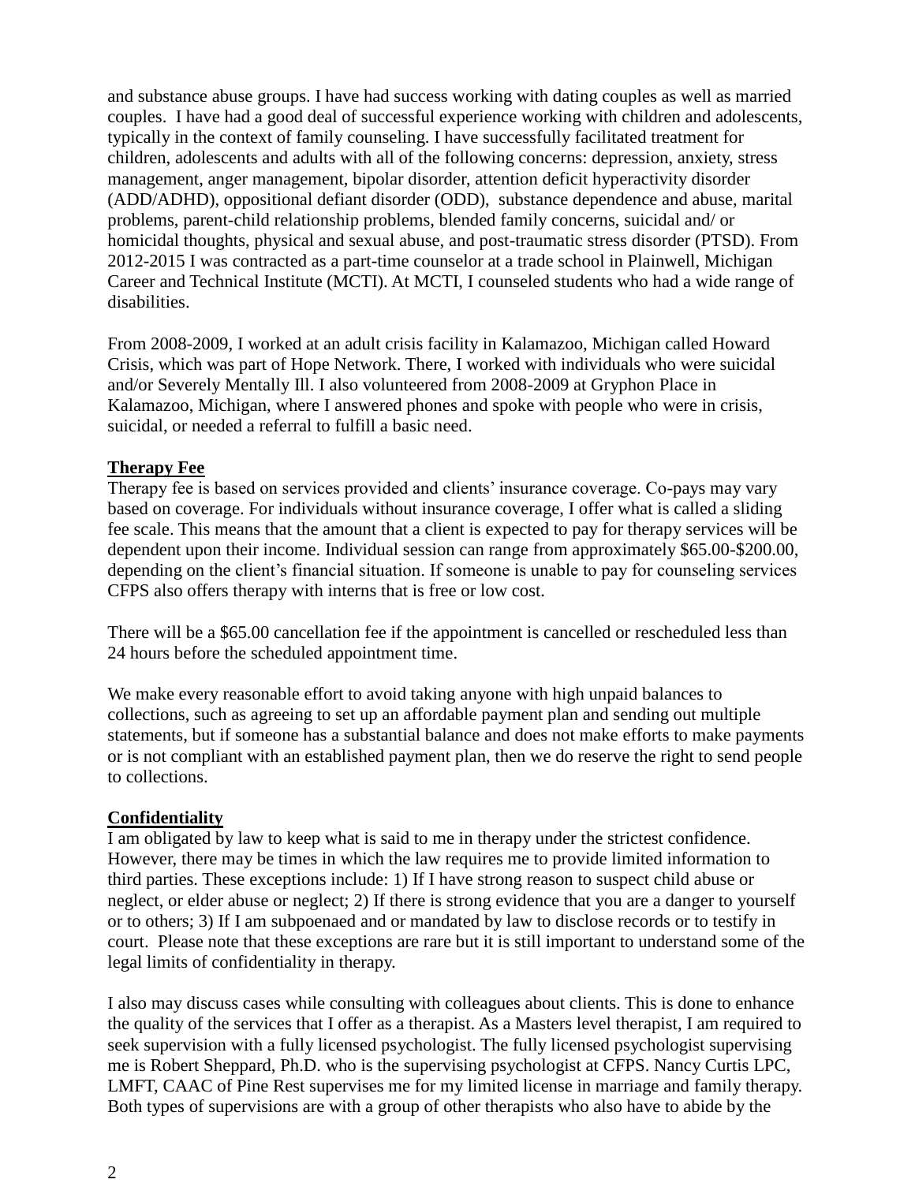and substance abuse groups. I have had success working with dating couples as well as married couples. I have had a good deal of successful experience working with children and adolescents, typically in the context of family counseling. I have successfully facilitated treatment for children, adolescents and adults with all of the following concerns: depression, anxiety, stress management, anger management, bipolar disorder, attention deficit hyperactivity disorder (ADD/ADHD), oppositional defiant disorder (ODD), substance dependence and abuse, marital problems, parent-child relationship problems, blended family concerns, suicidal and/ or homicidal thoughts, physical and sexual abuse, and post-traumatic stress disorder (PTSD). From 2012-2015 I was contracted as a part-time counselor at a trade school in Plainwell, Michigan Career and Technical Institute (MCTI). At MCTI, I counseled students who had a wide range of disabilities.

From 2008-2009, I worked at an adult crisis facility in Kalamazoo, Michigan called Howard Crisis, which was part of Hope Network. There, I worked with individuals who were suicidal and/or Severely Mentally Ill. I also volunteered from 2008-2009 at Gryphon Place in Kalamazoo, Michigan, where I answered phones and spoke with people who were in crisis, suicidal, or needed a referral to fulfill a basic need.

**Therapy Fee**

Therapy fee is based on services provided and clients' insurance coverage. Co-pays may vary based on coverage. For individuals without insurance coverage, I offer what is called a sliding fee scale. This means that the amount that a client is expected to pay for therapy services will be dependent upon their income. Individual session can range from approximately $65.00-$200.00, depending on the client's financial situation. If someone is unable to pay for counseling services CFPS also offers therapy with interns that is free or low cost.

There will be a $65.00 cancellation fee if the appointment is cancelled or rescheduled less than 24 hours before the scheduled appointment time.

We make every reasonable effort to avoid taking anyone with high unpaid balances to collections, such as agreeing to set up an affordable payment plan and sending out multiple statements, but if someone has a substantial balance and does not make efforts to make payments or is not compliant with an established payment plan, then we do reserve the right to send people to collections.

**Confidentiality**

I am obligated by law to keep what is said to me in therapy under the strictest confidence. However, there may be times in which the law requires me to provide limited information to third parties. These exceptions include: 1) If I have strong reason to suspect child abuse or neglect, or elder abuse or neglect; 2) If there is strong evidence that you are a danger to yourself or to others; 3) If I am subpoenaed and or mandated by law to disclose records or to testify in court. Please note that these exceptions are rare but it is still important to understand some of the legal limits of confidentiality in therapy.

I also may discuss cases while consulting with colleagues about clients. This is done to enhance the quality of the services that I offer as a therapist. As a Masters level therapist, I am required to seek supervision with a fully licensed psychologist. The fully licensed psychologist supervising me is Robert Sheppard, Ph.D. who is the supervising psychologist at CFPS. Nancy Curtis LPC, LMFT, CAAC of Pine Rest supervises me for my limited license in marriage and family therapy. Both types of supervisions are with a group of other therapists who also have to abide by the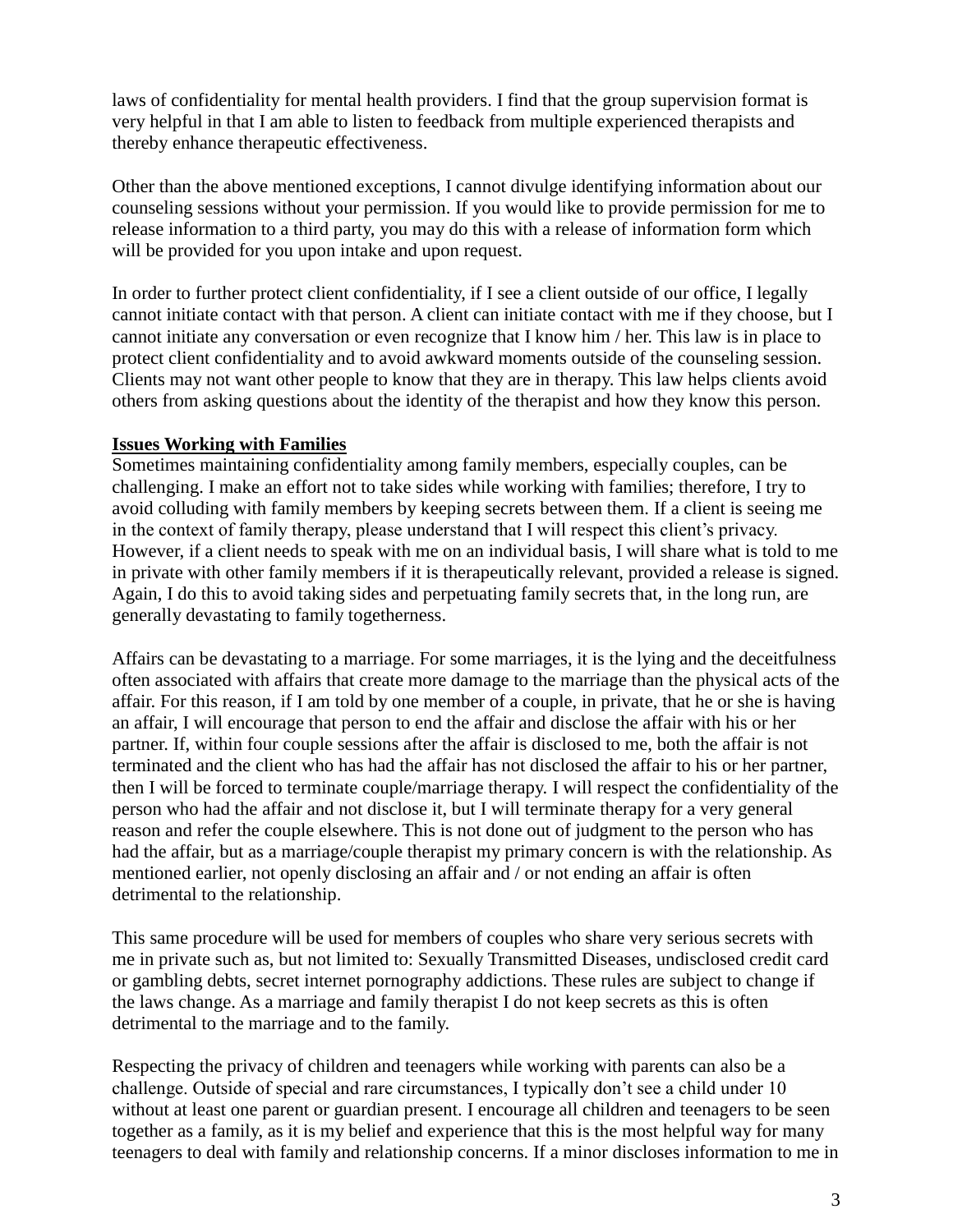laws of confidentiality for mental health providers. I find that the group supervision format is very helpful in that I am able to listen to feedback from multiple experienced therapists and thereby enhance therapeutic effectiveness.

Other than the above mentioned exceptions, I cannot divulge identifying information about our counseling sessions without your permission. If you would like to provide permission for me to release information to a third party, you may do this with a release of information form which will be provided for you upon intake and upon request.

In order to further protect client confidentiality, if I see a client outside of our office, I legally cannot initiate contact with that person. A client can initiate contact with me if they choose, but I cannot initiate any conversation or even recognize that I know him / her. This law is in place to protect client confidentiality and to avoid awkward moments outside of the counseling session. Clients may not want other people to know that they are in therapy. This law helps clients avoid others from asking questions about the identity of the therapist and how they know this person.

**Issues Working with Families**

Sometimes maintaining confidentiality among family members, especially couples, can be challenging. I make an effort not to take sides while working with families; therefore, I try to avoid colluding with family members by keeping secrets between them. If a client is seeing me in the context of family therapy, please understand that I will respect this client's privacy. However, if a client needs to speak with me on an individual basis, I will share what is told to me in private with other family members if it is therapeutically relevant, provided a release is signed. Again, I do this to avoid taking sides and perpetuating family secrets that, in the long run, are generally devastating to family togetherness.

Affairs can be devastating to a marriage. For some marriages, it is the lying and the deceitfulness often associated with affairs that create more damage to the marriage than the physical acts of the affair. For this reason, if I am told by one member of a couple, in private, that he or she is having an affair, I will encourage that person to end the affair and disclose the affair with his or her partner. If, within four couple sessions after the affair is disclosed to me, both the affair is not terminated and the client who has had the affair has not disclosed the affair to his or her partner, then I will be forced to terminate couple/marriage therapy. I will respect the confidentiality of the person who had the affair and not disclose it, but I will terminate therapy for a very general reason and refer the couple elsewhere. This is not done out of judgment to the person who has had the affair, but as a marriage/couple therapist my primary concern is with the relationship. As mentioned earlier, not openly disclosing an affair and / or not ending an affair is often detrimental to the relationship.

This same procedure will be used for members of couples who share very serious secrets with me in private such as, but not limited to: Sexually Transmitted Diseases, undisclosed credit card or gambling debts, secret internet pornography addictions. These rules are subject to change if the laws change. As a marriage and family therapist I do not keep secrets as this is often detrimental to the marriage and to the family.

Respecting the privacy of children and teenagers while working with parents can also be a challenge. Outside of special and rare circumstances, I typically don't see a child under 10 without at least one parent or guardian present. I encourage all children and teenagers to be seen together as a family, as it is my belief and experience that this is the most helpful way for many teenagers to deal with family and relationship concerns. If a minor discloses information to me in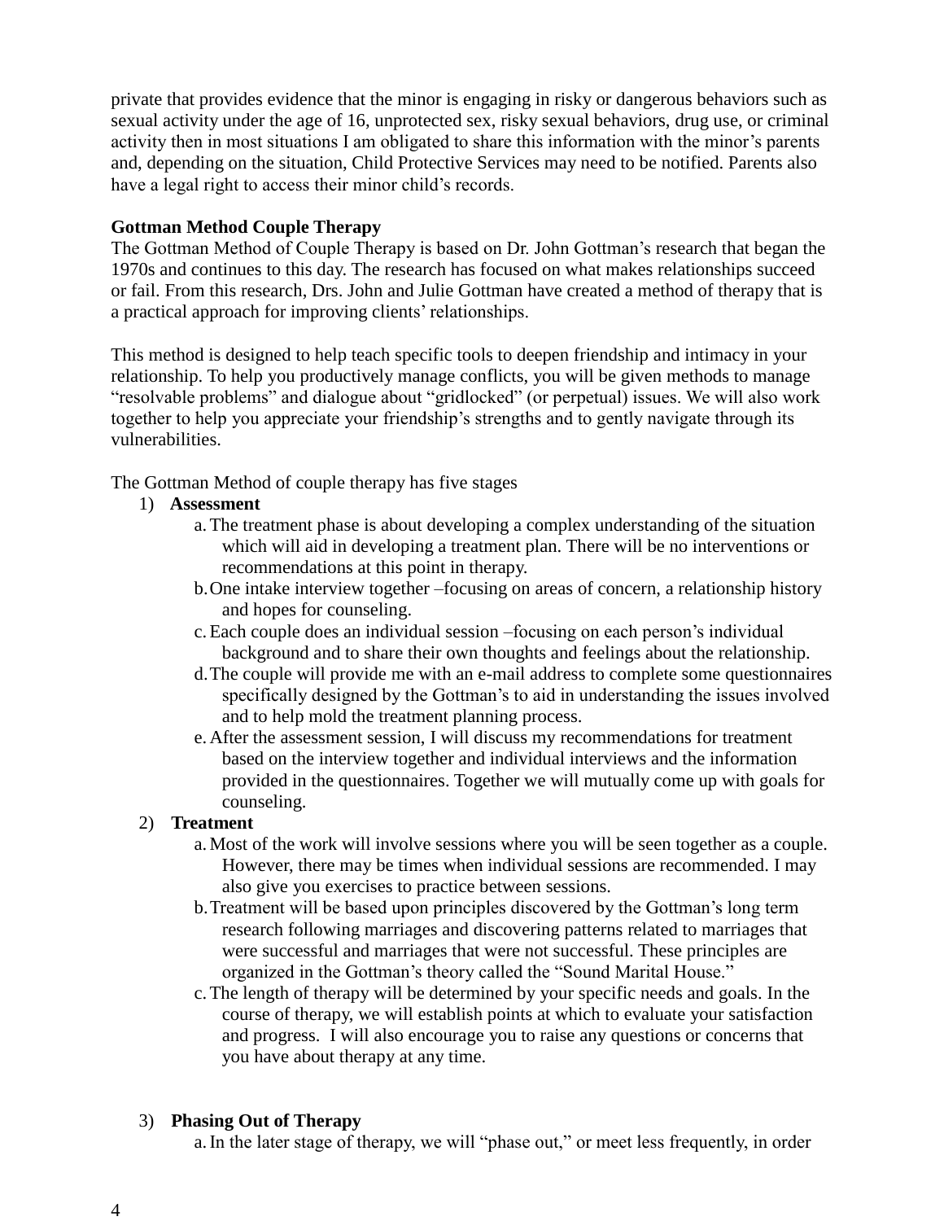private that provides evidence that the minor is engaging in risky or dangerous behaviors such as sexual activity under the age of 16, unprotected sex, risky sexual behaviors, drug use, or criminal activity then in most situations I am obligated to share this information with the minor's parents and, depending on the situation, Child Protective Services may need to be notified. Parents also have a legal right to access their minor child's records.

**Gottman Method Couple Therapy**

The Gottman Method of Couple Therapy is based on Dr. John Gottman's research that began the 1970s and continues to this day. The research has focused on what makes relationships succeed or fail. From this research, Drs. John and Julie Gottman have created a method of therapy that is a practical approach for improving clients' relationships.

This method is designed to help teach specific tools to deepen friendship and intimacy in your relationship. To help you productively manage conflicts, you will be given methods to manage "resolvable problems" and dialogue about "gridlocked" (or perpetual) issues. We will also work together to help you appreciate your friendship's strengths and to gently navigate through its vulnerabilities.

The Gottman Method of couple therapy has five stages

1) **Assessment**
   a. The treatment phase is about developing a complex understanding of the situation which will aid in developing a treatment plan. There will be no interventions or recommendations at this point in therapy.
   b. One intake interview together –focusing on areas of concern, a relationship history and hopes for counseling.
   c. Each couple does an individual session –focusing on each person's individual background and to share their own thoughts and feelings about the relationship.
   d. The couple will provide me with an e-mail address to complete some questionnaires specifically designed by the Gottman's to aid in understanding the issues involved and to help mold the treatment planning process.
   e. After the assessment session, I will discuss my recommendations for treatment based on the interview together and individual interviews and the information provided in the questionnaires. Together we will mutually come up with goals for counseling.
2) **Treatment**
   a. Most of the work will involve sessions where you will be seen together as a couple. However, there may be times when individual sessions are recommended. I may also give you exercises to practice between sessions.
   b. Treatment will be based upon principles discovered by the Gottman's long term research following marriages and discovering patterns related to marriages that were successful and marriages that were not successful. These principles are organized in the Gottman's theory called the "Sound Marital House."
   c. The length of therapy will be determined by your specific needs and goals. In the course of therapy, we will establish points at which to evaluate your satisfaction and progress. I will also encourage you to raise any questions or concerns that you have about therapy at any time.
3) **Phasing Out of Therapy**
   a. In the later stage of therapy, we will "phase out," or meet less frequently, in order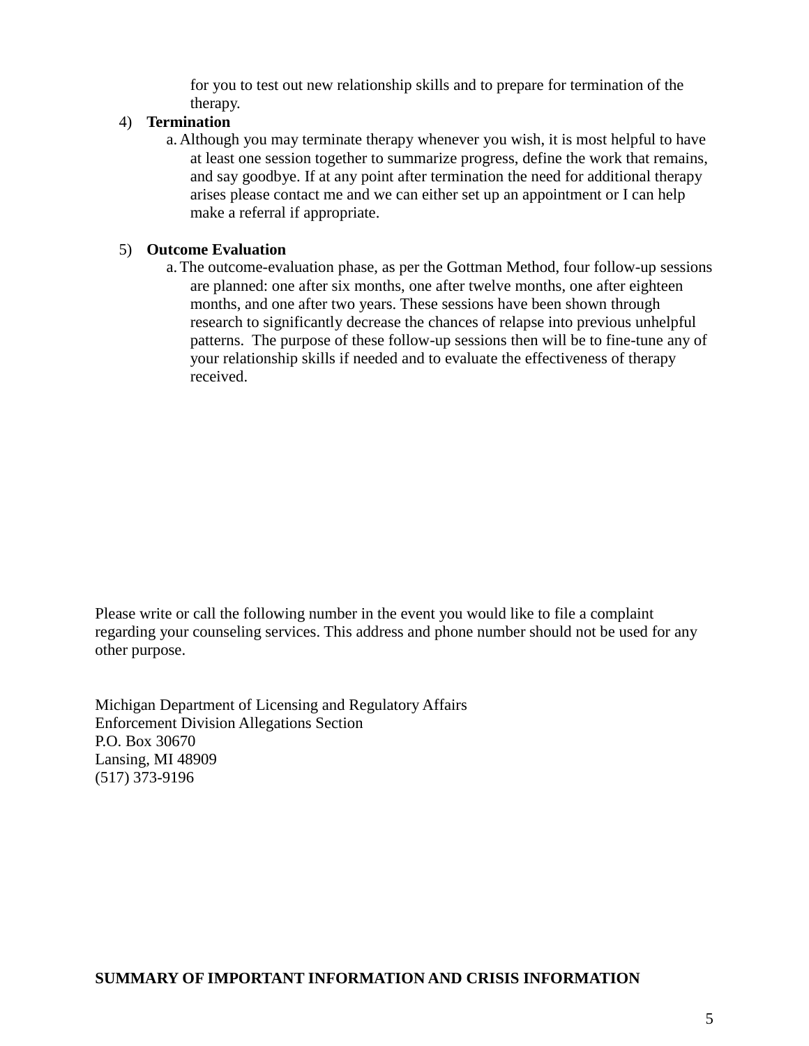for you to test out new relationship skills and to prepare for termination of the therapy.

4) **Termination**
   a. Although you may terminate therapy whenever you wish, it is most helpful to have at least one session together to summarize progress, define the work that remains, and say goodbye. If at any point after termination the need for additional therapy arises please contact me and we can either set up an appointment or I can help make a referral if appropriate.

5) **Outcome Evaluation**
   a. The outcome-evaluation phase, as per the Gottman Method, four follow-up sessions are planned: one after six months, one after twelve months, one after eighteen months, and one after two years. These sessions have been shown through research to significantly decrease the chances of relapse into previous unhelpful patterns. The purpose of these follow-up sessions then will be to fine-tune any of your relationship skills if needed and to evaluate the effectiveness of therapy received.

Please write or call the following number in the event you would like to file a complaint regarding your counseling services. This address and phone number should not be used for any other purpose.

Michigan Department of Licensing and Regulatory Affairs
Enforcement Division Allegations Section
P.O. Box 30670
Lansing, MI 48909
(517) 373-9196

**SUMMARY OF IMPORTANT INFORMATION AND CRISIS INFORMATION**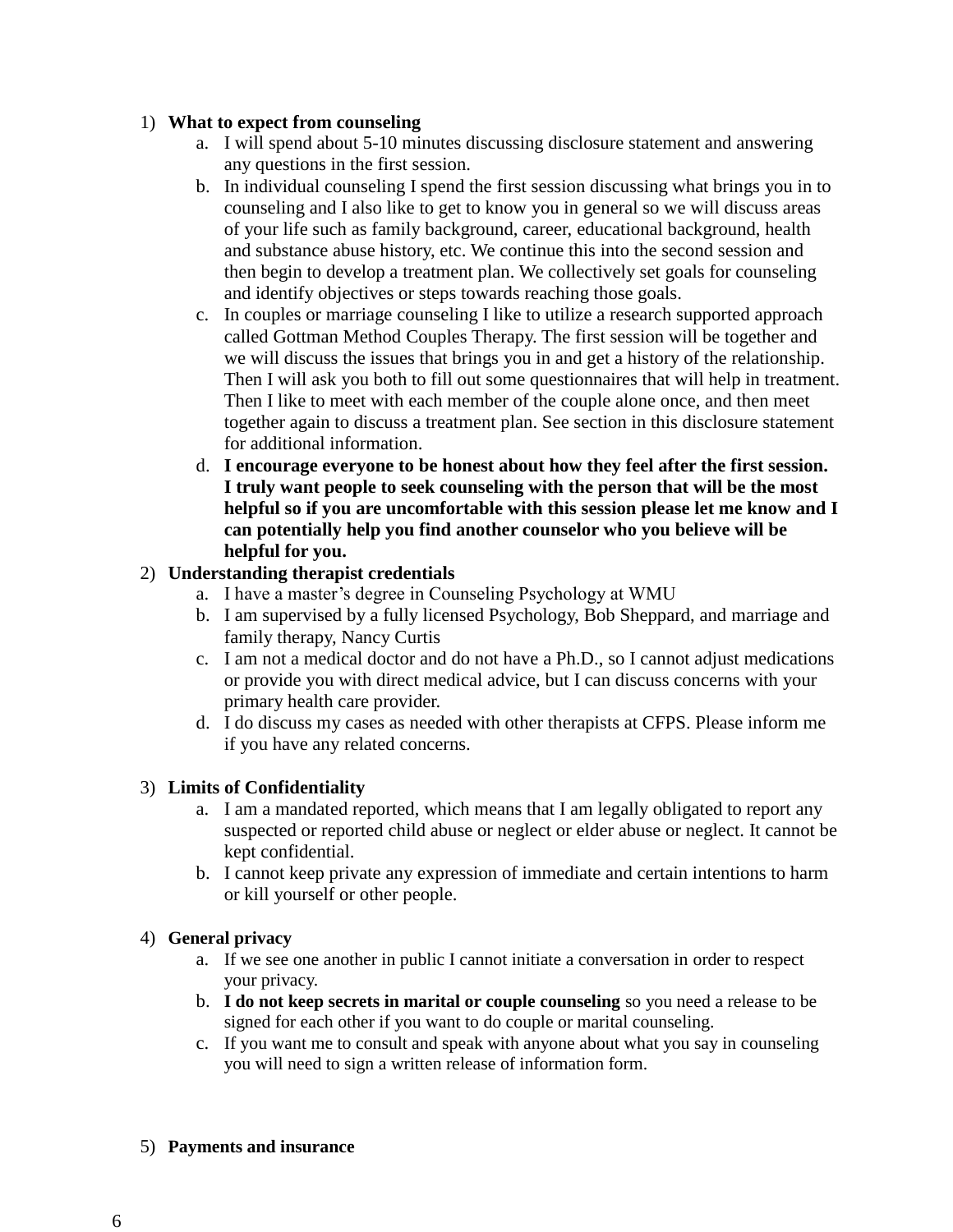1) **What to expect from counseling**
   a. I will spend about 5-10 minutes discussing disclosure statement and answering any questions in the first session.
   b. In individual counseling I spend the first session discussing what brings you in to counseling and I also like to get to know you in general so we will discuss areas of your life such as family background, career, educational background, health and substance abuse history, etc. We continue this into the second session and then begin to develop a treatment plan. We collectively set goals for counseling and identify objectives or steps towards reaching those goals.
   c. In couples or marriage counseling I like to utilize a research supported approach called Gottman Method Couples Therapy. The first session will be together and we will discuss the issues that brings you in and get a history of the relationship. Then I will ask you both to fill out some questionnaires that will help in treatment. Then I like to meet with each member of the couple alone once, and then meet together again to discuss a treatment plan. See section in this disclosure statement for additional information.
   d. **I encourage everyone to be honest about how they feel after the first session. I truly want people to seek counseling with the person that will be the most helpful so if you are uncomfortable with this session please let me know and I can potentially help you find another counselor who you believe will be helpful for you.**
2) **Understanding therapist credentials**
   a. I have a master's degree in Counseling Psychology at WMU
   b. I am supervised by a fully licensed Psychology, Bob Sheppard, and marriage and family therapy, Nancy Curtis
   c. I am not a medical doctor and do not have a Ph.D., so I cannot adjust medications or provide you with direct medical advice, but I can discuss concerns with your primary health care provider.
   d. I do discuss my cases as needed with other therapists at CFPS. Please inform me if you have any related concerns.

3) **Limits of Confidentiality**
   a. I am a mandated reported, which means that I am legally obligated to report any suspected or reported child abuse or neglect or elder abuse or neglect. It cannot be kept confidential.
   b. I cannot keep private any expression of immediate and certain intentions to harm or kill yourself or other people.

4) **General privacy**
   a. If we see one another in public I cannot initiate a conversation in order to respect your privacy.
   b. **I do not keep secrets in marital or couple counseling** so you need a release to be signed for each other if you want to do couple or marital counseling.
   c. If you want me to consult and speak with anyone about what you say in counseling you will need to sign a written release of information form.

5) **Payments and insurance**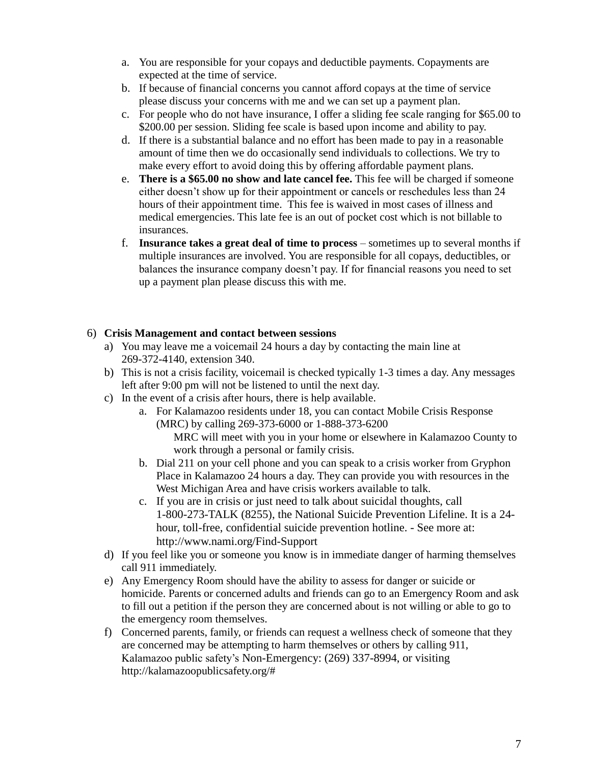a. You are responsible for your copays and deductible payments. Copayments are expected at the time of service.
b. If because of financial concerns you cannot afford copays at the time of service please discuss your concerns with me and we can set up a payment plan.
c. For people who do not have insurance, I offer a sliding fee scale ranging for $65.00 to $200.00 per session. Sliding fee scale is based upon income and ability to pay.
d. If there is a substantial balance and no effort has been made to pay in a reasonable amount of time then we do occasionally send individuals to collections. We try to make every effort to avoid doing this by offering affordable payment plans.
e. **There is a $65.00 no show and late cancel fee.** This fee will be charged if someone either doesn't show up for their appointment or cancels or reschedules less than 24 hours of their appointment time. This fee is waived in most cases of illness and medical emergencies. This late fee is an out of pocket cost which is not billable to insurances.
f. **Insurance takes a great deal of time to process** – sometimes up to several months if multiple insurances are involved. You are responsible for all copays, deductibles, or balances the insurance company doesn't pay. If for financial reasons you need to set up a payment plan please discuss this with me.

6) **Crisis Management and contact between sessions**
   a) You may leave me a voicemail 24 hours a day by contacting the main line at 269-372-4140, extension 340.
   b) This is not a crisis facility, voicemail is checked typically 1-3 times a day. Any messages left after 9:00 pm will not be listened to until the next day.
   c) In the event of a crisis after hours, there is help available.
      a. For Kalamazoo residents under 18, you can contact Mobile Crisis Response (MRC) by calling 269-373-6000 or 1-888-373-6200
         MRC will meet with you in your home or elsewhere in Kalamazoo County to work through a personal or family crisis.
      b. Dial 211 on your cell phone and you can speak to a crisis worker from Gryphon Place in Kalamazoo 24 hours a day. They can provide you with resources in the West Michigan Area and have crisis workers available to talk.
      c. If you are in crisis or just need to talk about suicidal thoughts, call 1-800-273-TALK (8255), the National Suicide Prevention Lifeline. It is a 24-hour, toll-free, confidential suicide prevention hotline. - See more at: http://www.nami.org/Find-Support
   d) If you feel like you or someone you know is in immediate danger of harming themselves call 911 immediately.
   e) Any Emergency Room should have the ability to assess for danger or suicide or homicide. Parents or concerned adults and friends can go to an Emergency Room and ask to fill out a petition if the person they are concerned about is not willing or able to go to the emergency room themselves.
   f) Concerned parents, family, or friends can request a wellness check of someone that they are concerned may be attempting to harm themselves or others by calling 911, Kalamazoo public safety's Non-Emergency: (269) 337-8994, or visiting http://kalamazoopublicsafety.org/#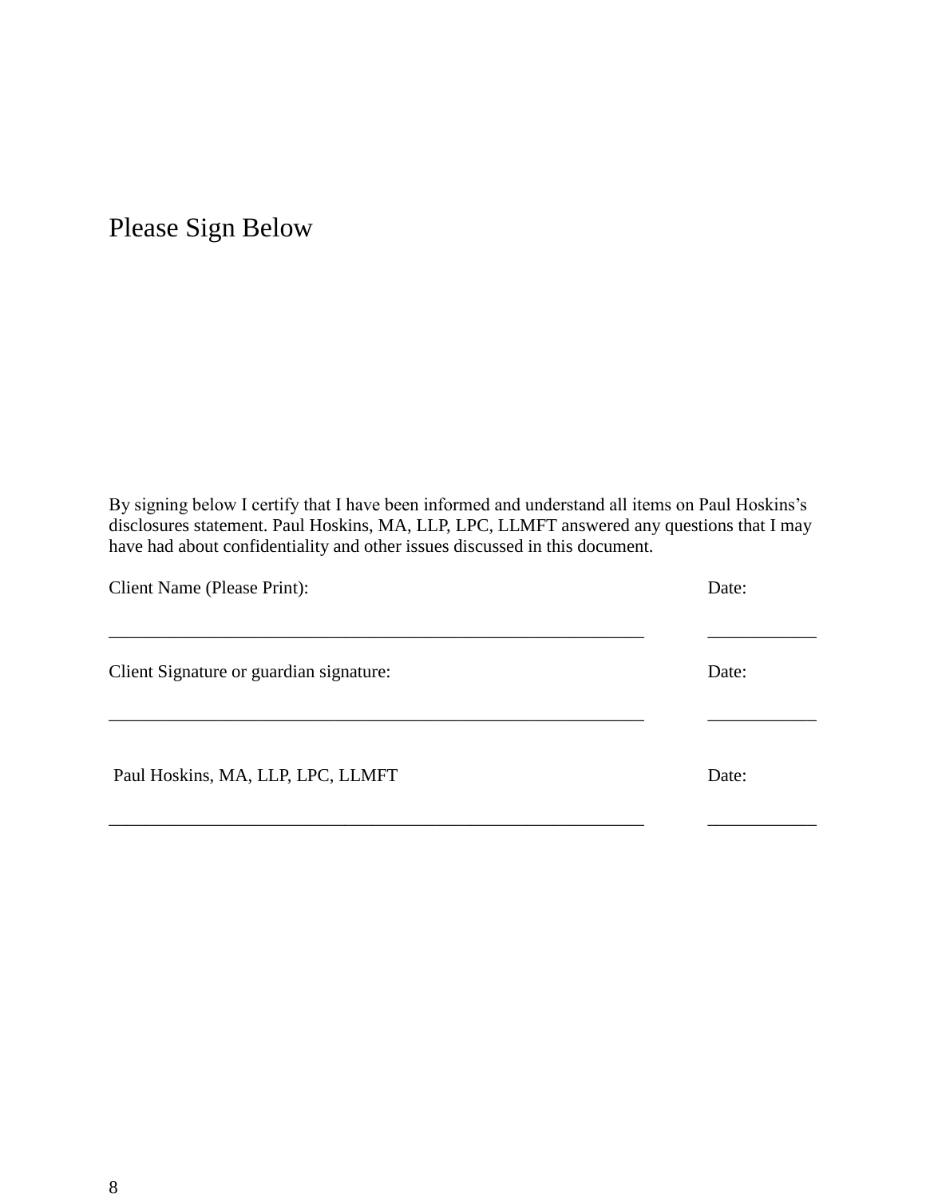# Please Sign Below

By signing below I certify that I have been informed and understand all items on Paul Hoskins's disclosures statement. Paul Hoskins, MA, LLP, LPC, LLMFT answered any questions that I may have had about confidentiality and other issues discussed in this document.

Client Name (Please Print): Date:

_____________________________________________________________ ____________

Client Signature or guardian signature: Date:

_____________________________________________________________ ____________

Paul Hoskins, MA, LLP, LPC, LLMFT Date:

_____________________________________________________________ ____________